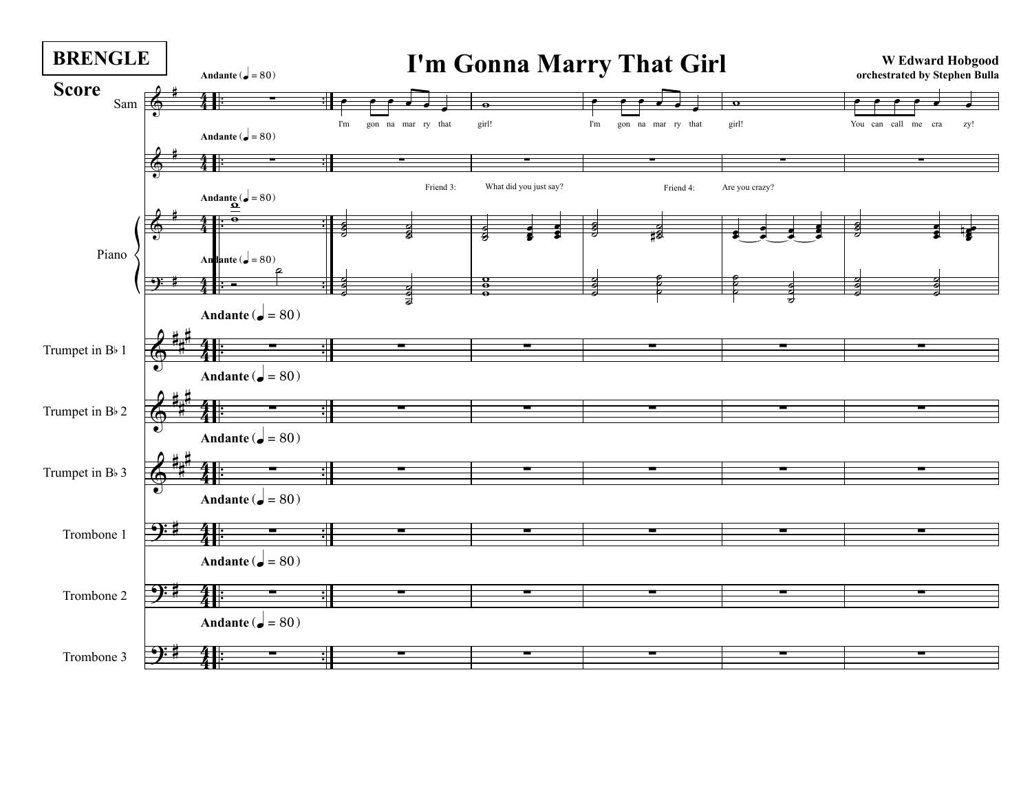BRENGLE

**Score**

# I'm Gonna Marry That Girl

**W Edward Hobgood**
**orchestrated by Stephen Bulla**

**Andante** (♩ = 80)

Sam: I'm gon na mar ry that girl! I'm gon na mar ry that girl! You can call me cra zy!

Friend 3: What did you just say?

Friend 4: Are you crazy?

Piano

Trumpet in B♭ 1

Trumpet in B♭ 2

Trumpet in B♭ 3

Trombone 1

Trombone 2

Trombone 3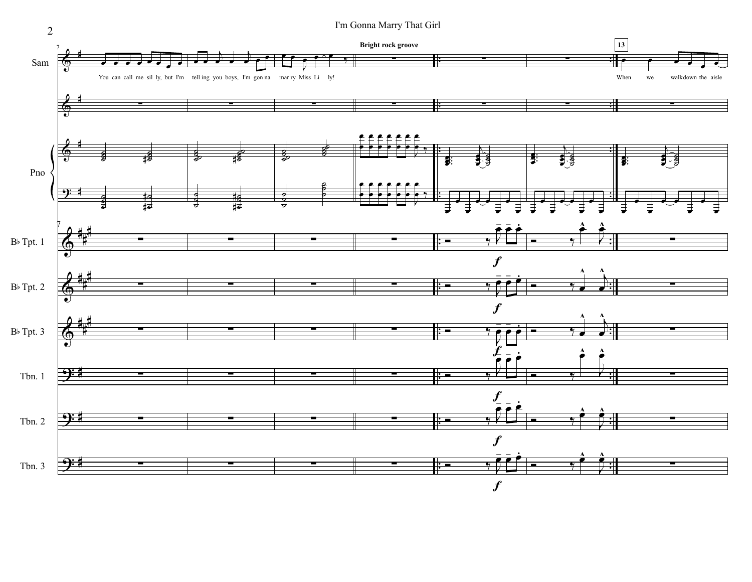I'm Gonna Marry That Girl

**Bright rock groove**

**13**

Sam: You can call me sil ly, but I'm tell ing you boys, I'm gon na mar ry Miss Li ly! When we walk down the aisle

Pno

B♭ Tpt. 1

B♭ Tpt. 2

B♭ Tpt. 3

Tbn. 1

Tbn. 2

Tbn. 3

*f*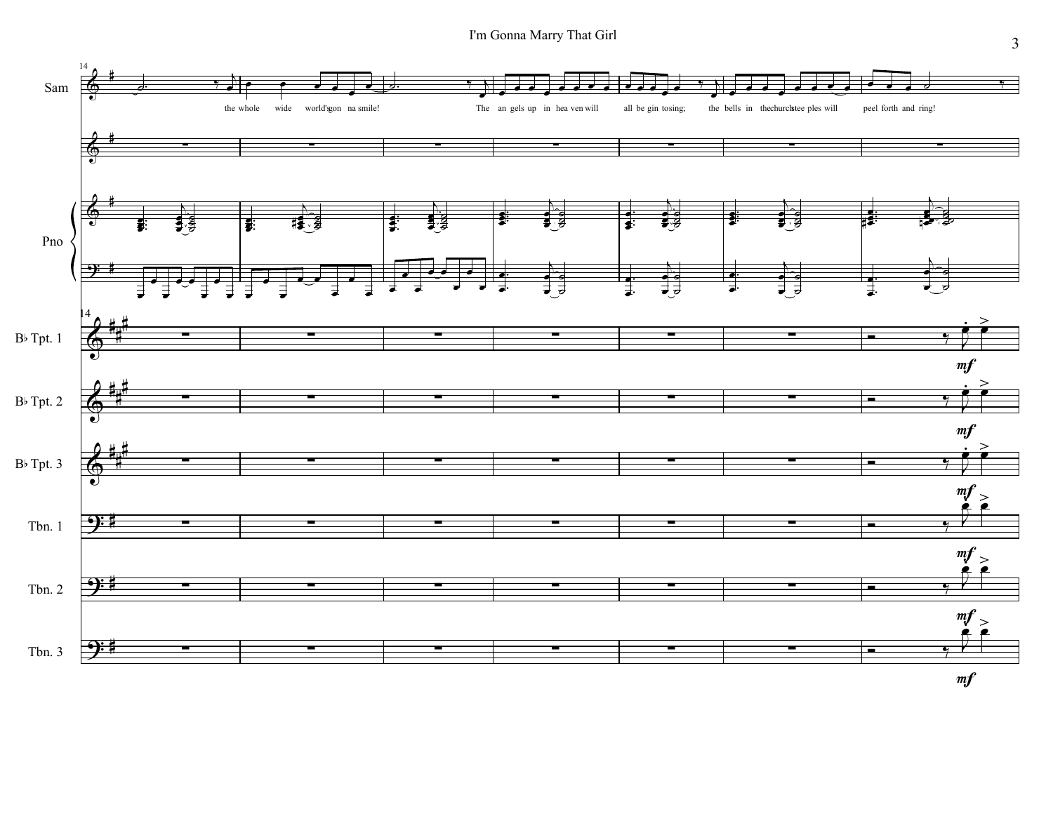Sam

the whole wide world's gon na smile! The an gels up in hea ven will all be gin tosing; the bells in the church stee ples will peel forth and ring!

Pno

B♭ Tpt. 1

B♭ Tpt. 2

B♭ Tpt. 3

Tbn. 1

Tbn. 2

Tbn. 3

*mf*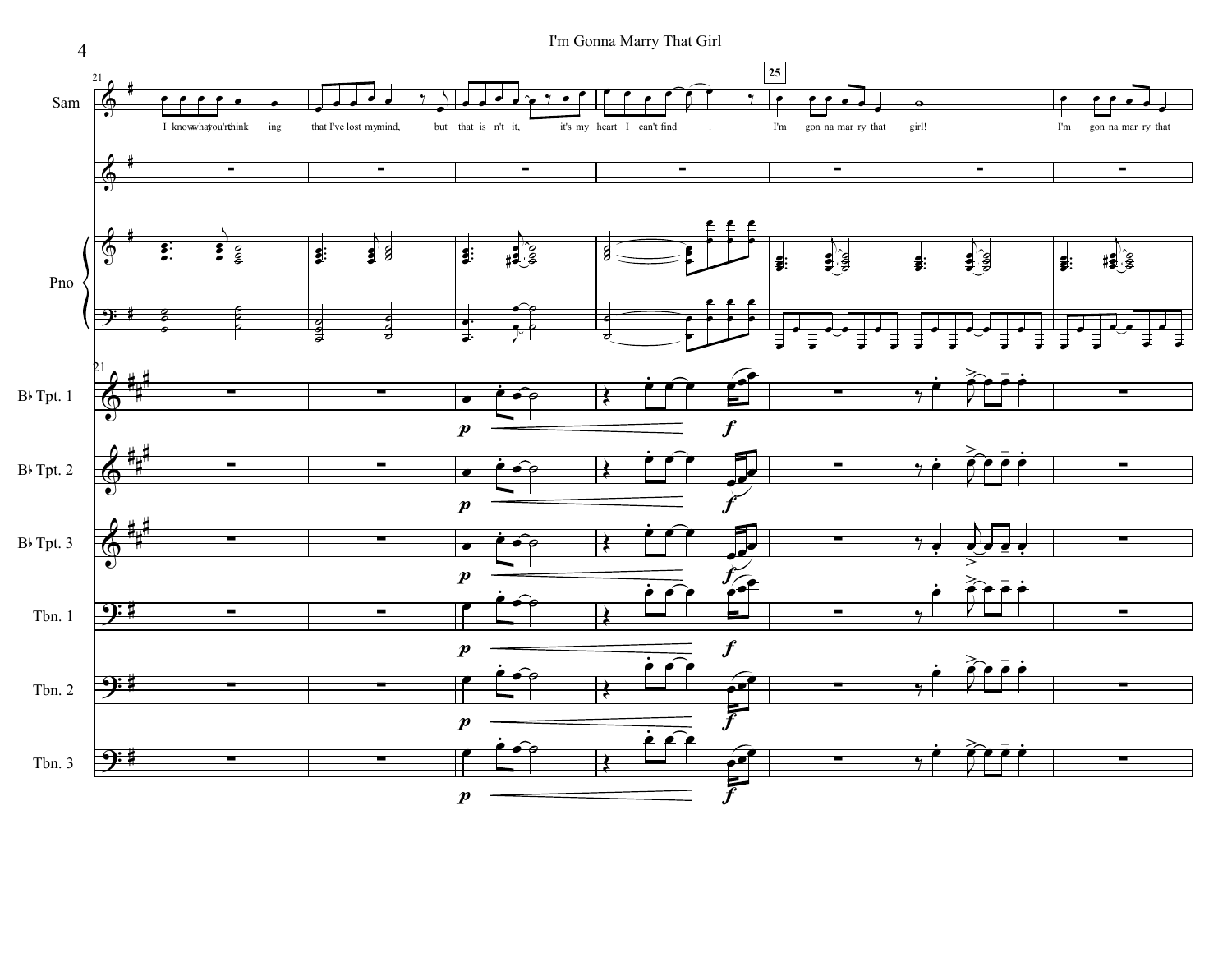I'm Gonna Marry That Girl

Sam

I know what you're think ing that I've lost my mind, but that is n't it, it's my heart I can't find . I'm gon na mar ry that girl! I'm gon na mar ry that

Pno

B♭ Tpt. 1

B♭ Tpt. 2

B♭ Tpt. 3

Tbn. 1

Tbn. 2

Tbn. 3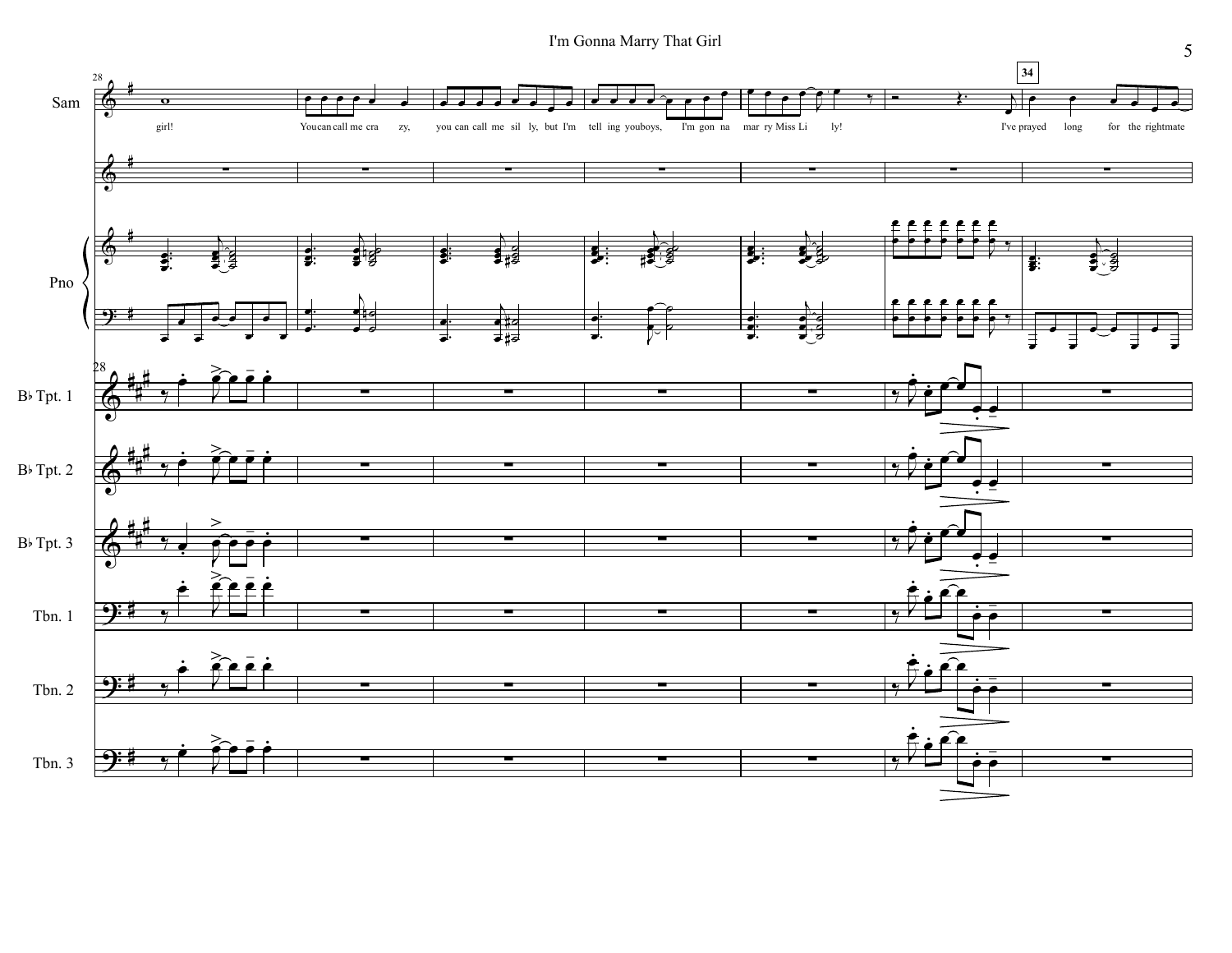Sam

girl! You can call me cra zy, you can call me sil ly, but I'm tell ing you boys, I'm gon na mar ry Miss Li ly! I've prayed long for the right mate

Pno

B♭ Tpt. 1

B♭ Tpt. 2

B♭ Tpt. 3

Tbn. 1

Tbn. 2

Tbn. 3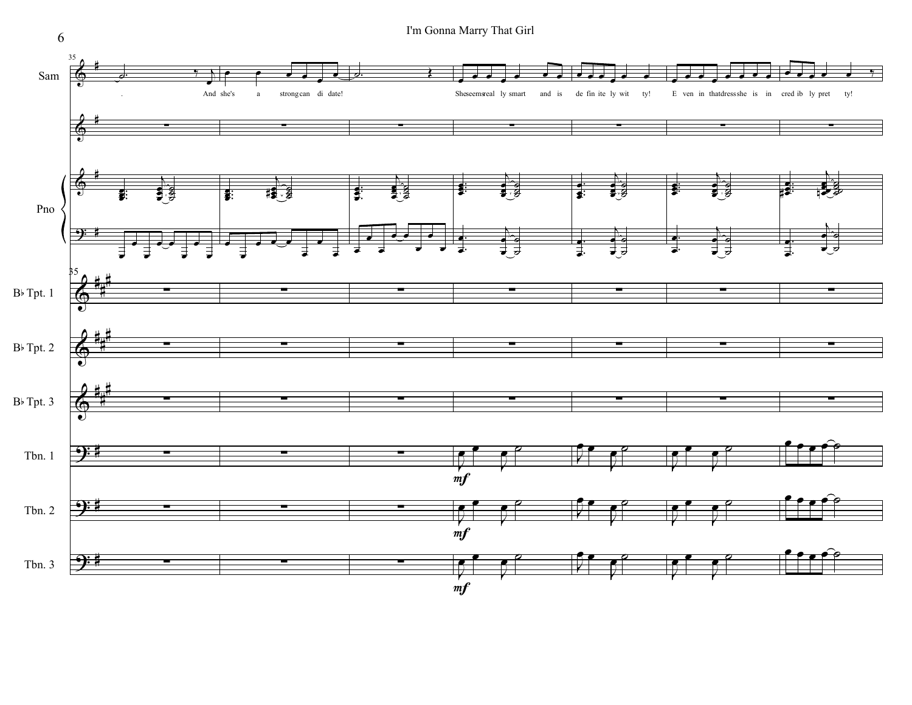I'm Gonna Marry That Girl

Sam

And she's a strong can di date!

She seems real ly smart and is de fin ite ly wit ty!

E ven in that dress she is in cred ib ly pret ty!

Pno

B♭ Tpt. 1

B♭ Tpt. 2

B♭ Tpt. 3

Tbn. 1

Tbn. 2

Tbn. 3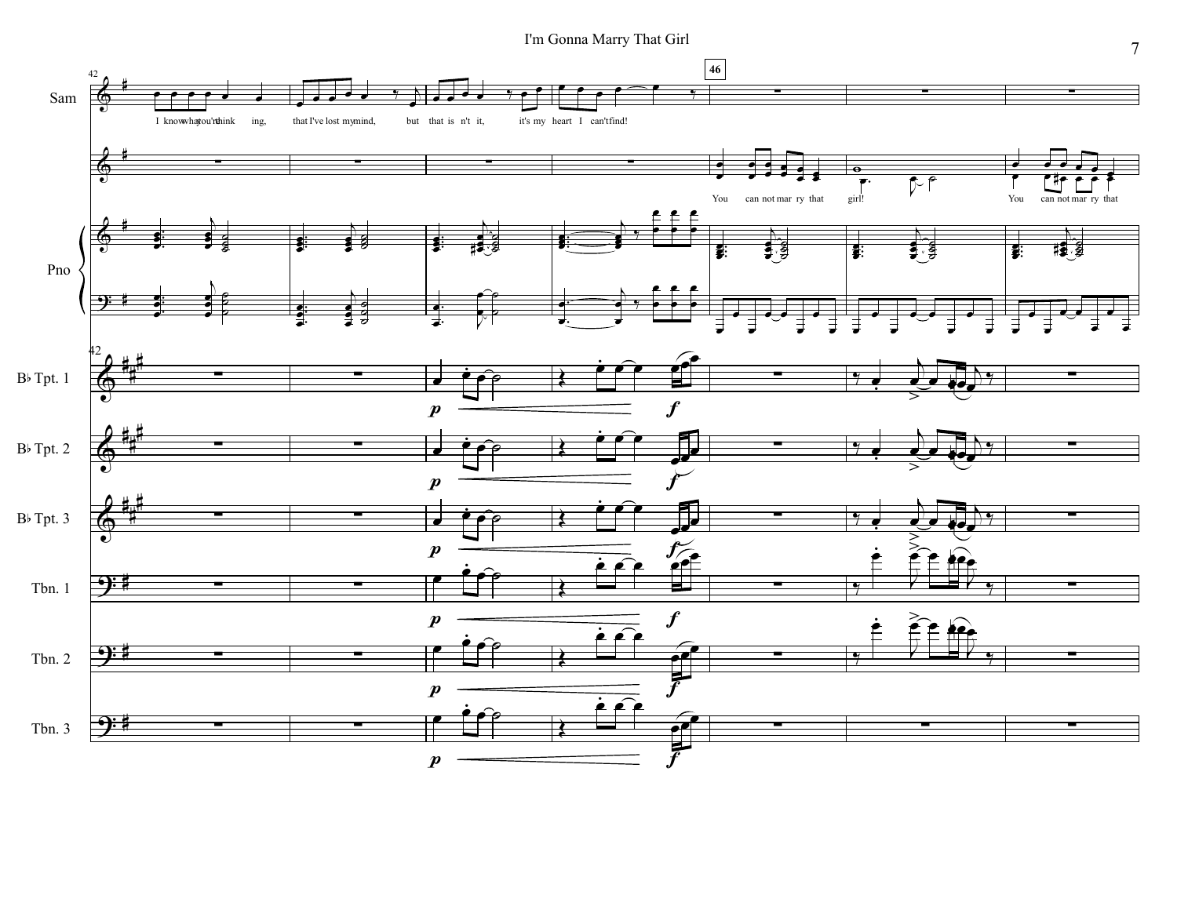I'm Gonna Marry That Girl

Sam

I know what you're think ing, that I've lost my mind, but that is n't it, it's my heart I can't find!

You can not mar ry that girl!

You can not mar ry that

Pno

B♭ Tpt. 1

B♭ Tpt. 2

B♭ Tpt. 3

Tbn. 1

Tbn. 2

Tbn. 3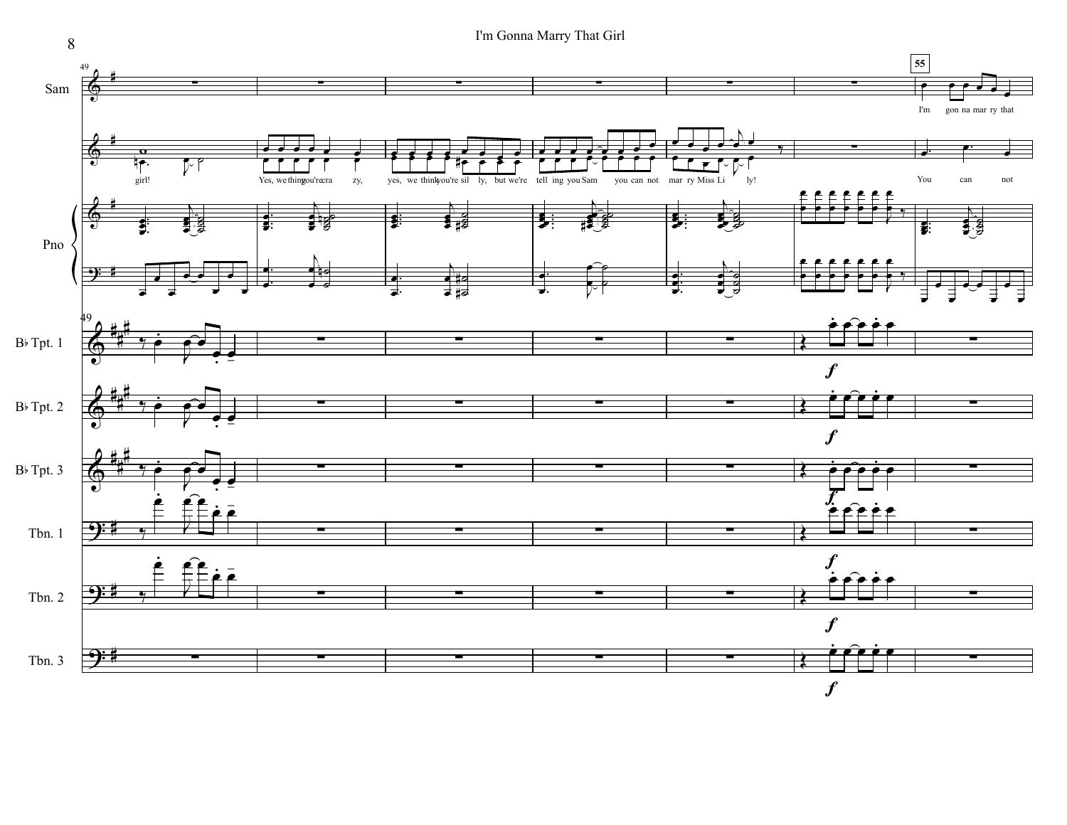Sam

55

I'm gon na mar ry that

girl! Yes, we think you're cra zy, yes, we think you're sil ly, but we're tell ing you Sam you can not mar ry Miss Li ly!

You can not

Pno

B♭ Tpt. 1

*f*

B♭ Tpt. 2

*f*

B♭ Tpt. 3

*f*

Tbn. 1

*f*

Tbn. 2

*f*

Tbn. 3

*f*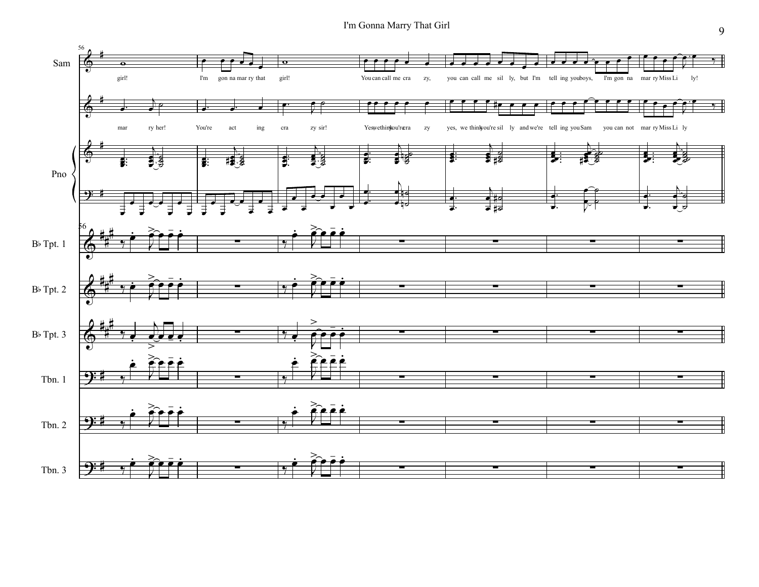Sam

girl! I'm gon na mar ry that girl! You can call me cra zy, you can call me sil ly, but I'm tell ing you boys, I'm gon na mar ry Miss Li ly!

mar ry her! You're act ing cra zy sir! Yes, we think you're cra zy yes, we think you're sil ly and we're tell ing you Sam you can not mar ry Miss Li ly

Pno

B♭ Tpt. 1

B♭ Tpt. 2

B♭ Tpt. 3

Tbn. 1

Tbn. 2

Tbn. 3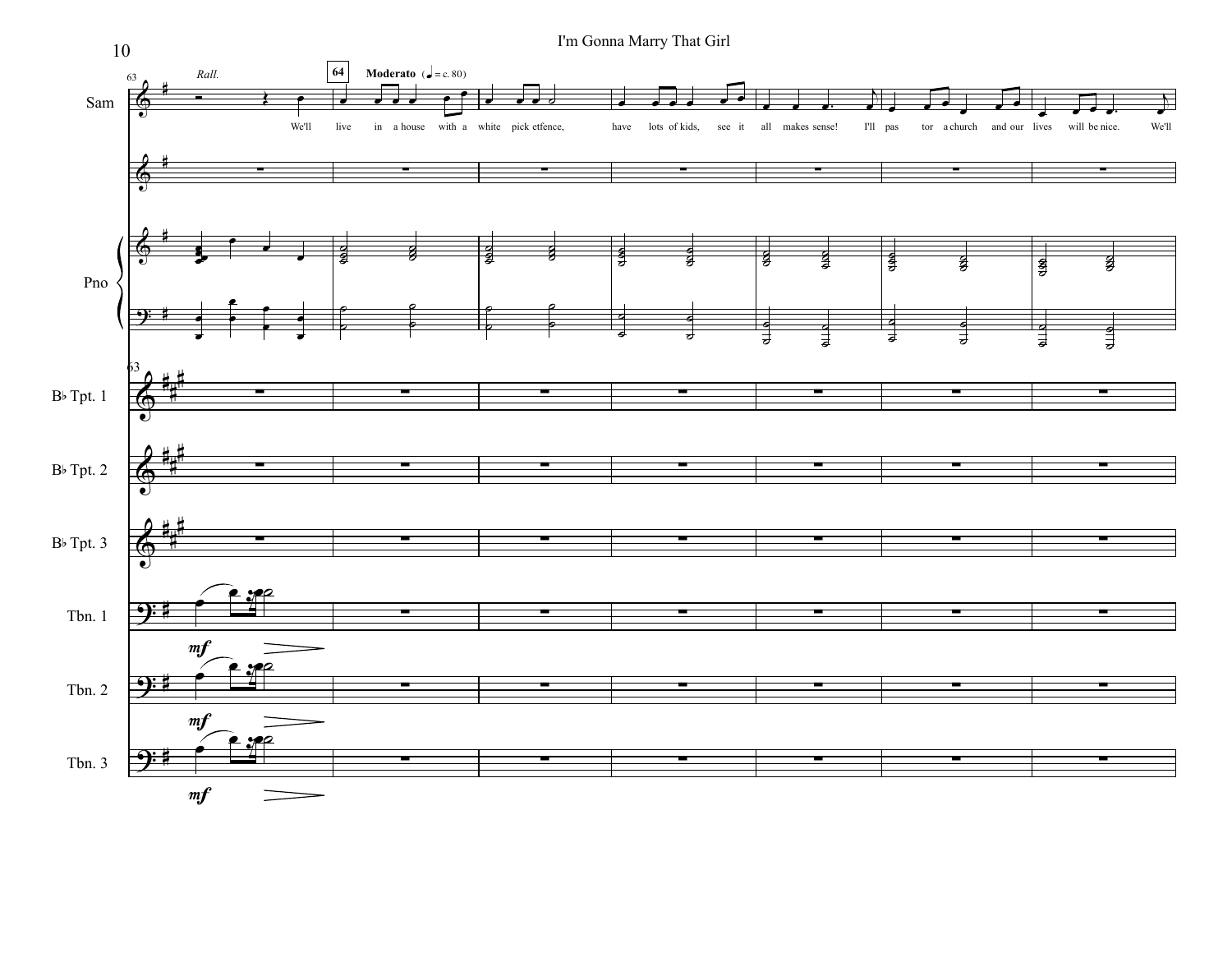Rall.

**64** **Moderato** (♩ = c. 80)

We'll live in a house with a white pick etfence, have lots of kids, see it all makes sense! I'll pas tor a church and our lives will be nice. We'll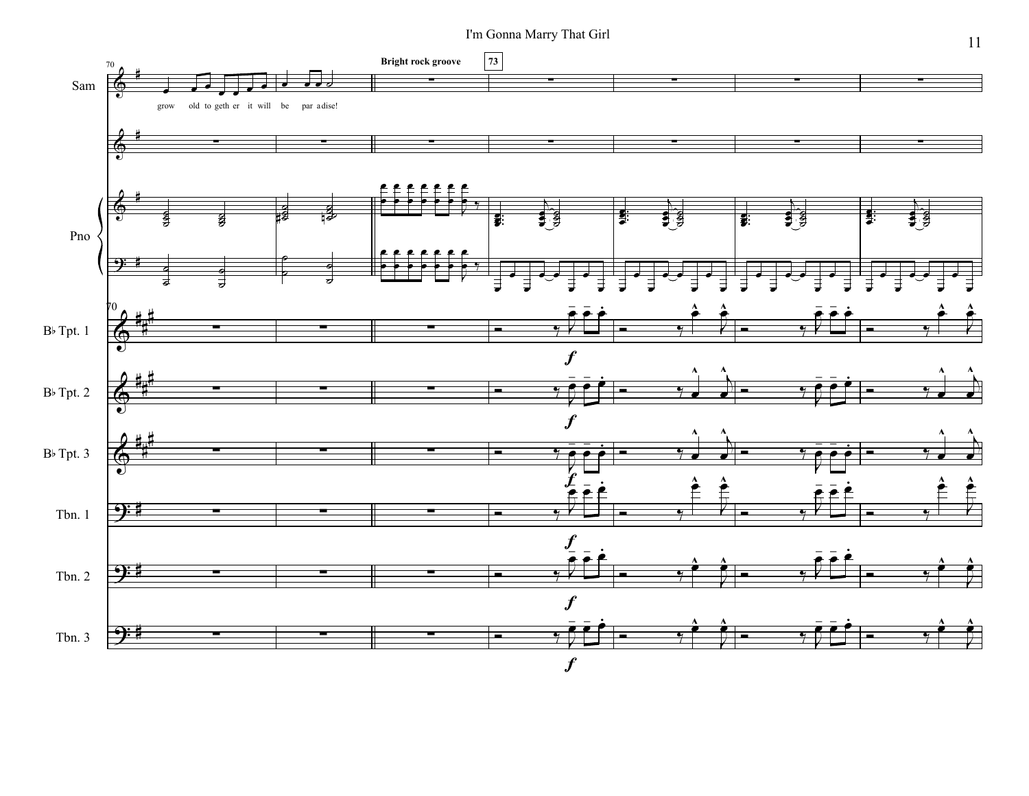Sam

grow old to geth er it will be par a dise!

**Bright rock groove** 73

Pno

B♭ Tpt. 1

B♭ Tpt. 2

B♭ Tpt. 3

Tbn. 1

Tbn. 2

Tbn. 3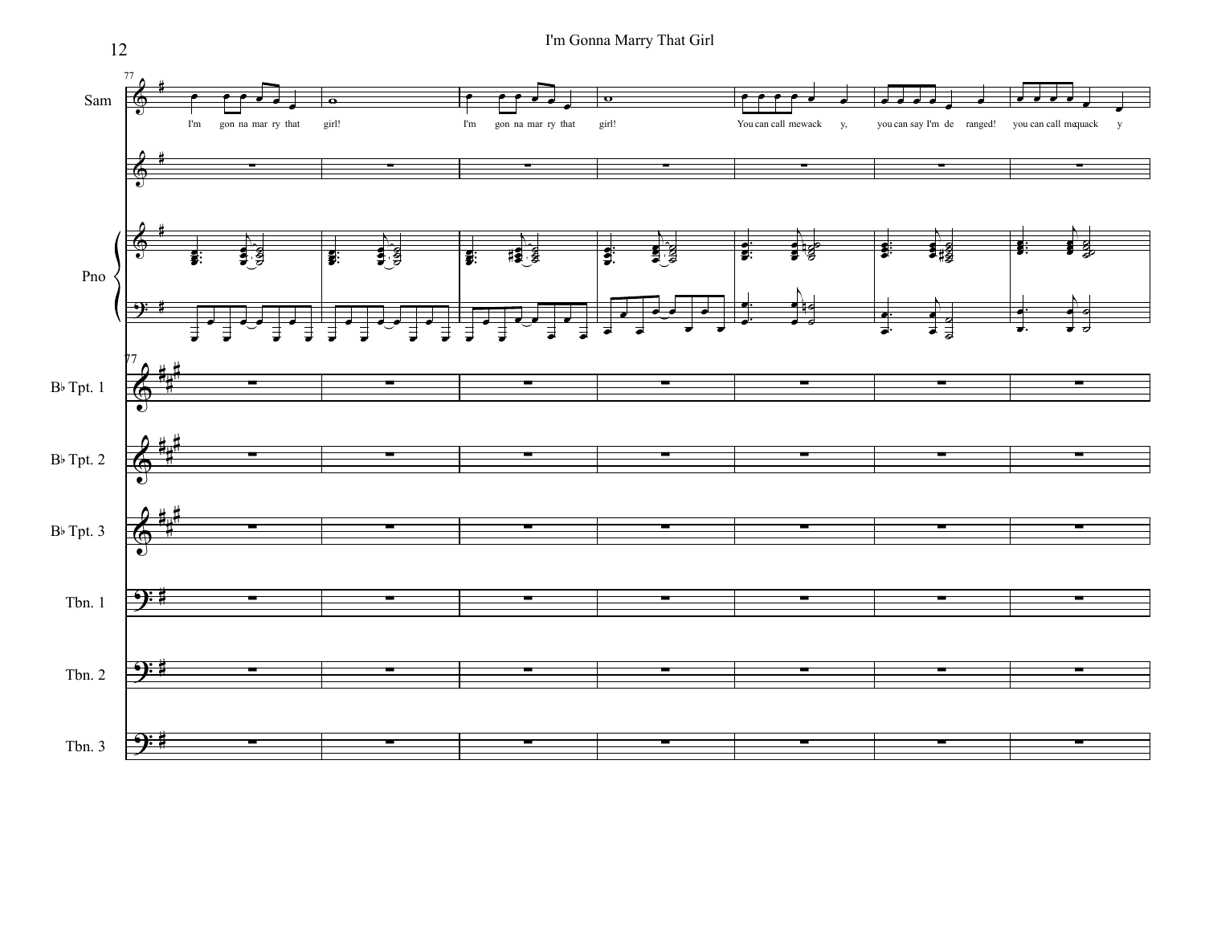I'm Gonna Marry That Girl

Sam

I'm gon na mar ry that girl! I'm gon na mar ry that girl! You can call me wack y, you can say I'm de ranged! you can call me quack y

Pno

B♭ Tpt. 1

B♭ Tpt. 2

B♭ Tpt. 3

Tbn. 1

Tbn. 2

Tbn. 3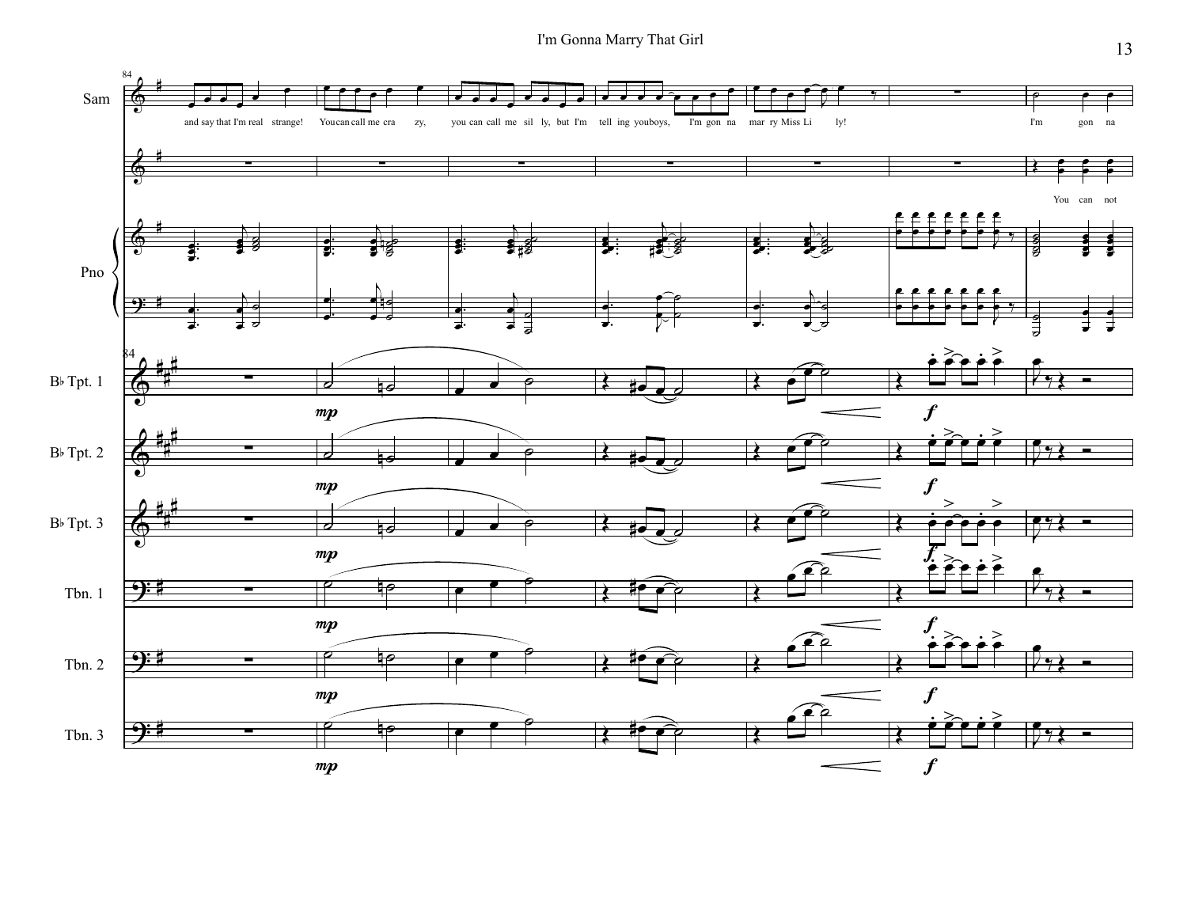I'm Gonna Marry That Girl

Sam

and say that I'm real strange! You can call me cra zy, you can call me sil ly, but I'm tell ing you boys, I'm gon na mar ry Miss Li ly! I'm gon na

You can not

Pno

B♭ Tpt. 1

B♭ Tpt. 2

B♭ Tpt. 3

Tbn. 1

Tbn. 2

Tbn. 3